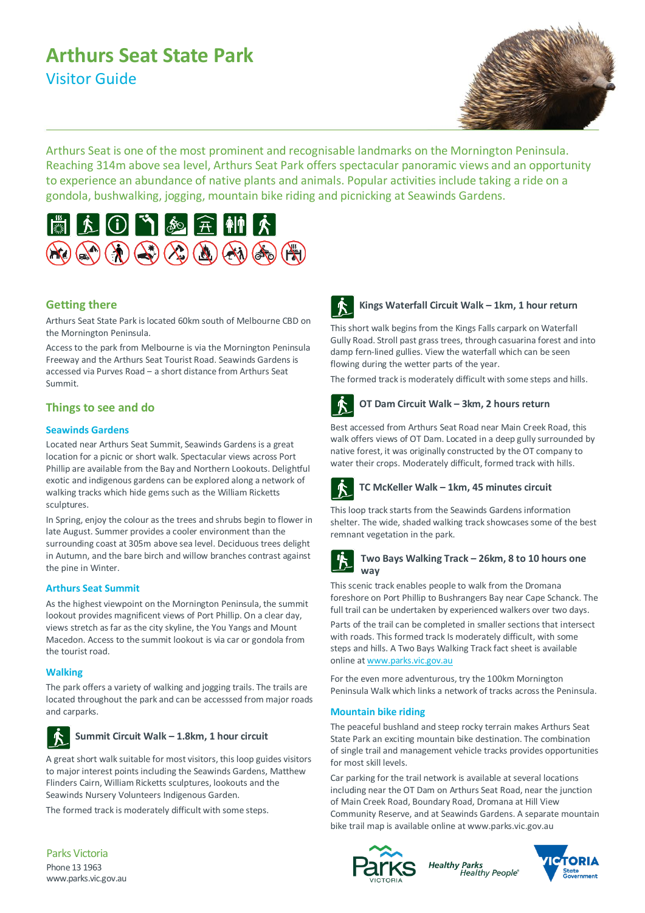# Arthurs Seat State Park

## Visitor Guide

Arthurs Seat is one of the most prominent and recognisable landmarks on the Mornington Peninsula. Reaching 314m above sea level, Arthurs Seat Park offers spectacular panoramic views and an opportunity to experience an abundance of native plants and animals. Popular activities include taking a ride on a gondola, bushwalking, jogging, mountain bike riding and picnicking at Seawinds Gardens.

## Getting there

Arthurs Seat State Park is located 60km south of Melbourne CBD on the Mornington Peninsula.

Access to the park from Melbourne is via the Mornington Peninsula Freeway and the Arthurs Seat Tourist Road. Seawinds Gardens is accessed via Purves Road – a short distance from Arthurs Seat Summit.

## Things to see and do

### Seawinds Gardens

Located near Arthurs Seat Summit, Seawinds Gardens is a great location for a picnic or short walk. Spectacular views across Port Phillip are available from the Bay and Northern Lookouts. Delightful exotic and indigenous gardens can be explored along a network of walking tracks which hide gems such as the William Ricketts sculptures.

In Spring, enjoy the colour as the trees and shrubs begin to flower in late August. Summer provides a cooler environment than the surrounding coast at 305m above sea level. Deciduous trees delight in Autumn, and the bare birch and willow branches contrast against the pine in Winter.

### Arthurs Seat Summit

As the highest viewpoint on the Mornington Peninsula, the summit lookout provides magnificent views of Port Phillip. On a clear day, views stretch as far as the city skyline, the You Yangs and Mount Macedon. Access to the summit lookout is via car or gondola from the tourist road.

### Walking

The park offers a variety of walking and jogging trails. The trails are located throughout the park and can be accesssed from major roads and carparks.

#### Summit Circuit Walk – 1.8km, 1 hour circuit

A great short walk suitable for most visitors, this loop guides visitors to major interest points including the Seawinds Gardens, Matthew Flinders Cairn, William Ricketts sculptures, lookouts and the Seawinds Nursery Volunteers Indigenous Garden.

The formed track is moderately difficult with some steps.

#### Kings Waterfall Circuit Walk – 1km, 1 hour return

This short walk begins from the Kings Falls carpark on Waterfall Gully Road. Stroll past grass trees, through casuarina forest and into damp fern-lined gullies. View the waterfall which can be seen flowing during the wetter parts of the year.

The formed track is moderately difficult with some steps and hills.

#### OT Dam Circuit Walk – 3km, 2 hours return

Best accessed from Arthurs Seat Road near Main Creek Road, this walk offers views of OT Dam. Located in a deep gully surrounded by native forest, it was originally constructed by the OT company to water their crops. Moderately difficult, formed track with hills.

#### TC McKeller Walk – 1km, 45 minutes circuit

This loop track starts from the Seawinds Gardens information shelter. The wide, shaded walking track showcases some of the best remnant vegetation in the park.

#### Two Bays Walking Track – 26km, 8 to 10 hours one way

This scenic track enables people to walk from the Dromana foreshore on Port Phillip to Bushrangers Bay near Cape Schanck. The full trail can be undertaken by experienced walkers over two days.

Parts of the trail can be completed in smaller sections that intersect with roads. This formed track Is moderately difficult, with some steps and hills. A Two Bays Walking Track fact sheet is available online at www.parks.vic.gov.au

For the even more adventurous, try the 100km Mornington Peninsula Walk which links a network of tracks across the Peninsula.

### Mountain bike riding

The peaceful bushland and steep rocky terrain makes Arthurs Seat State Park an exciting mountain bike destination. The combination of single trail and management vehicle tracks provides opportunities for most skill levels.

Car parking for the trail network is available at several locations including near the OT Dam on Arthurs Seat Road, near the junction of Main Creek Road, Boundary Road, Dromana at Hill View Community Reserve, and at Seawinds Gardens. A separate mountain bike trail map is available online at www.parks.vic.gov.au

Parks Victoria
Phone 13 1963
www.parks.vic.gov.au

Healthy Parks Healthy People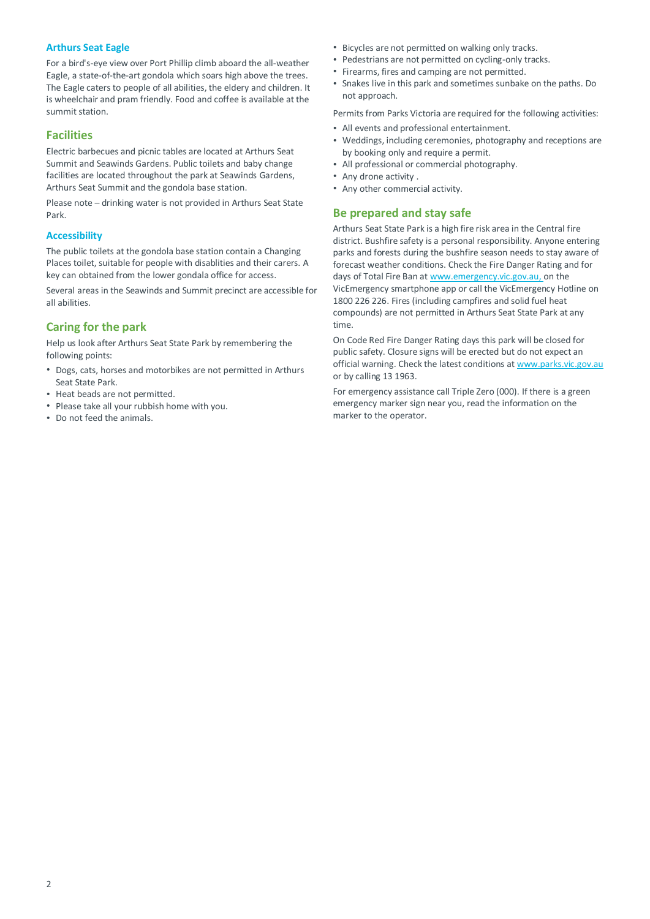### Arthurs Seat Eagle

For a bird's-eye view over Port Phillip climb aboard the all-weather Eagle, a state-of-the-art gondola which soars high above the trees. The Eagle caters to people of all abilities, the eldery and children. It is wheelchair and pram friendly. Food and coffee is available at the summit station.

## Facilities

Electric barbecues and picnic tables are located at Arthurs Seat Summit and Seawinds Gardens. Public toilets and baby change facilities are located throughout the park at Seawinds Gardens, Arthurs Seat Summit and the gondola base station.

Please note – drinking water is not provided in Arthurs Seat State Park.

### Accessibility

The public toilets at the gondola base station contain a Changing Places toilet, suitable for people with disablities and their carers. A key can obtained from the lower gondala office for access.

Several areas in the Seawinds and Summit precinct are accessible for all abilities.

## Caring for the park

Help us look after Arthurs Seat State Park by remembering the following points:

- Dogs, cats, horses and motorbikes are not permitted in Arthurs Seat State Park.
- Heat beads are not permitted.
- Please take all your rubbish home with you.
- Do not feed the animals.
- Bicycles are not permitted on walking only tracks.
- Pedestrians are not permitted on cycling-only tracks.
- Firearms, fires and camping are not permitted.
- Snakes live in this park and sometimes sunbake on the paths. Do not approach.

Permits from Parks Victoria are required for the following activities:

- All events and professional entertainment.
- Weddings, including ceremonies, photography and receptions are by booking only and require a permit.
- All professional or commercial photography.
- Any drone activity .
- Any other commercial activity.

## Be prepared and stay safe

Arthurs Seat State Park is a high fire risk area in the Central fire district. Bushfire safety is a personal responsibility. Anyone entering parks and forests during the bushfire season needs to stay aware of forecast weather conditions. Check the Fire Danger Rating and for days of Total Fire Ban at www.emergency.vic.gov.au, on the VicEmergency smartphone app or call the VicEmergency Hotline on 1800 226 226. Fires (including campfires and solid fuel heat compounds) are not permitted in Arthurs Seat State Park at any time.

On Code Red Fire Danger Rating days this park will be closed for public safety. Closure signs will be erected but do not expect an official warning. Check the latest conditions at www.parks.vic.gov.au or by calling 13 1963.

For emergency assistance call Triple Zero (000). If there is a green emergency marker sign near you, read the information on the marker to the operator.